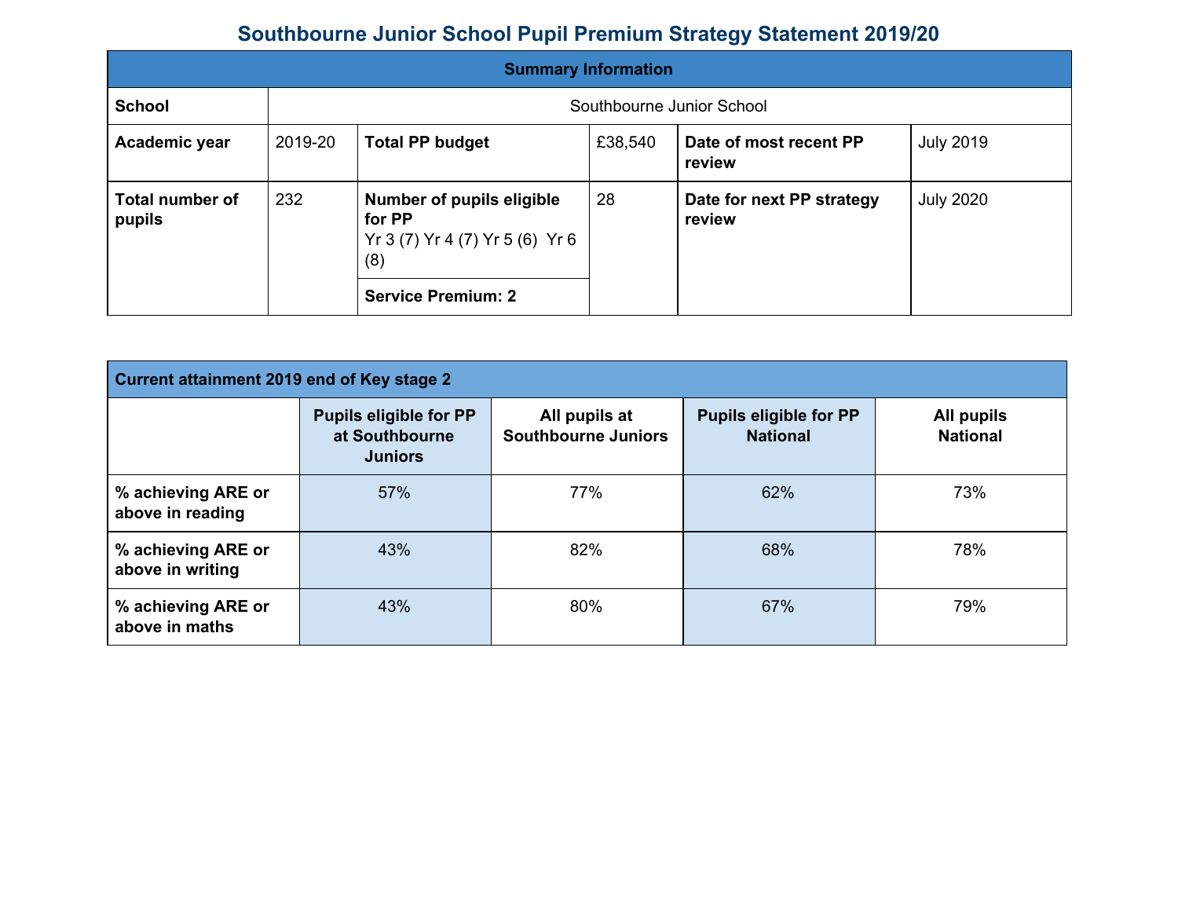# Southbourne Junior School Pupil Premium Strategy Statement 2019/20

| Summary Information | | | | | |
|---|---|---|---|---|---|
| **School** | Southbourne Junior School | | | | |
| **Academic year** | 2019-20 | **Total PP budget** | £38,540 | **Date of most recent PP review** | July 2019 |
| **Total number of pupils** | 232 | **Number of pupils eligible for PP** Yr 3 (7) Yr 4 (7) Yr 5 (6) Yr 6 (8) | 28 | **Date for next PP strategy review** | July 2020 |
| | | **Service Premium: 2** | | | |

| Current attainment 2019 end of Key stage 2 | | | | |
|---|---|---|---|---|
| | **Pupils eligible for PP at Southbourne Juniors** | **All pupils at Southbourne Juniors** | **Pupils eligible for PP National** | **All pupils National** |
| **% achieving ARE or above in reading** | 57% | 77% | 62% | 73% |
| **% achieving ARE or above in writing** | 43% | 82% | 68% | 78% |
| **% achieving ARE or above in maths** | 43% | 80% | 67% | 79% |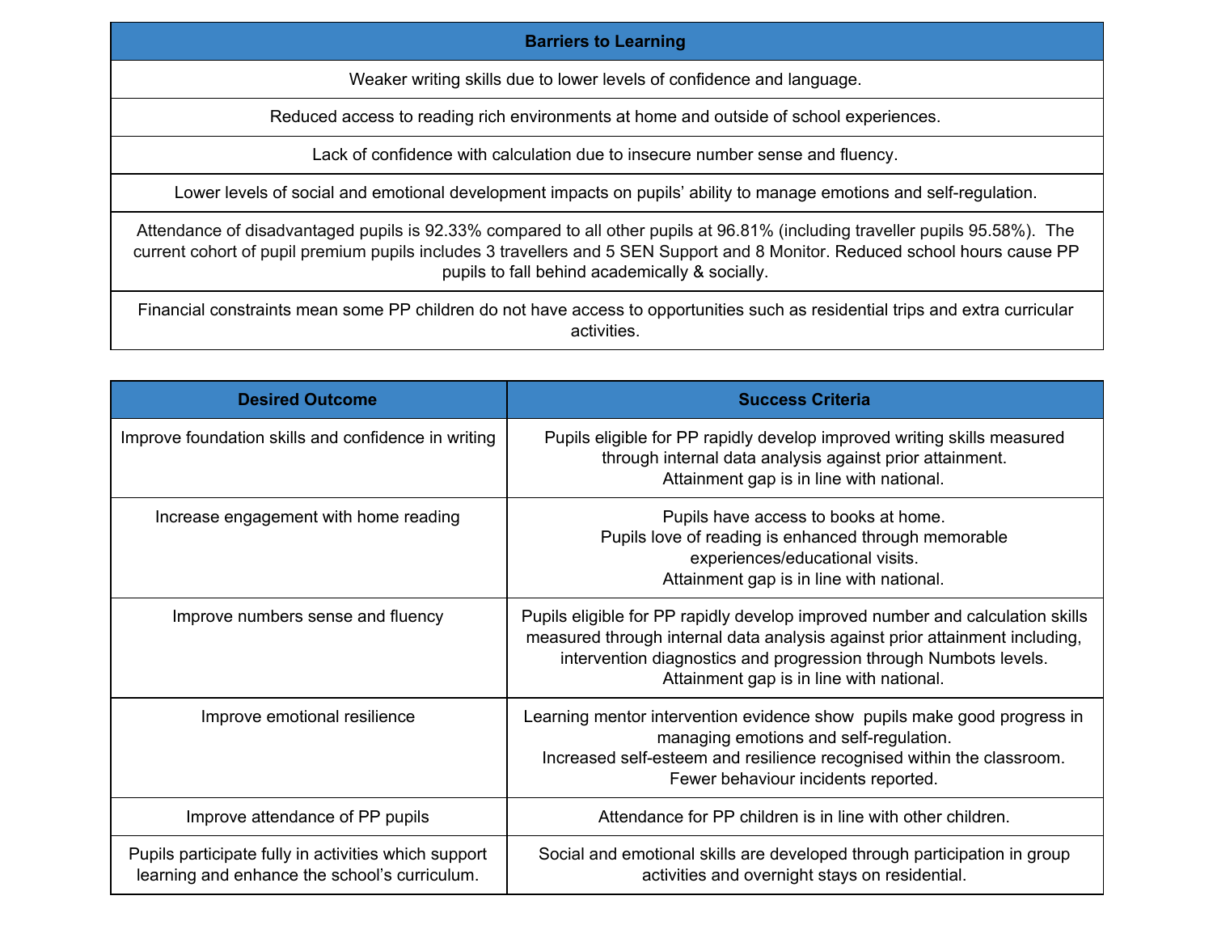| Barriers to Learning |
|---|
| Weaker writing skills due to lower levels of confidence and language. |
| Reduced access to reading rich environments at home and outside of school experiences. |
| Lack of confidence with calculation due to insecure number sense and fluency. |
| Lower levels of social and emotional development impacts on pupils' ability to manage emotions and self-regulation. |
| Attendance of disadvantaged pupils is 92.33% compared to all other pupils at 96.81% (including traveller pupils 95.58%). The current cohort of pupil premium pupils includes 3 travellers and 5 SEN Support and 8 Monitor. Reduced school hours cause PP pupils to fall behind academically & socially. |
| Financial constraints mean some PP children do not have access to opportunities such as residential trips and extra curricular activities. |

| Desired Outcome | Success Criteria |
|---|---|
| Improve foundation skills and confidence in writing | Pupils eligible for PP rapidly develop improved writing skills measured through internal data analysis against prior attainment.<br>Attainment gap is in line with national. |
| Increase engagement with home reading | Pupils have access to books at home.<br>Pupils love of reading is enhanced through memorable experiences/educational visits.<br>Attainment gap is in line with national. |
| Improve numbers sense and fluency | Pupils eligible for PP rapidly develop improved number and calculation skills measured through internal data analysis against prior attainment including, intervention diagnostics and progression through Numbots levels.<br>Attainment gap is in line with national. |
| Improve emotional resilience | Learning mentor intervention evidence show pupils make good progress in managing emotions and self-regulation.<br>Increased self-esteem and resilience recognised within the classroom.<br>Fewer behaviour incidents reported. |
| Improve attendance of PP pupils | Attendance for PP children is in line with other children. |
| Pupils participate fully in activities which support learning and enhance the school's curriculum. | Social and emotional skills are developed through participation in group activities and overnight stays on residential. |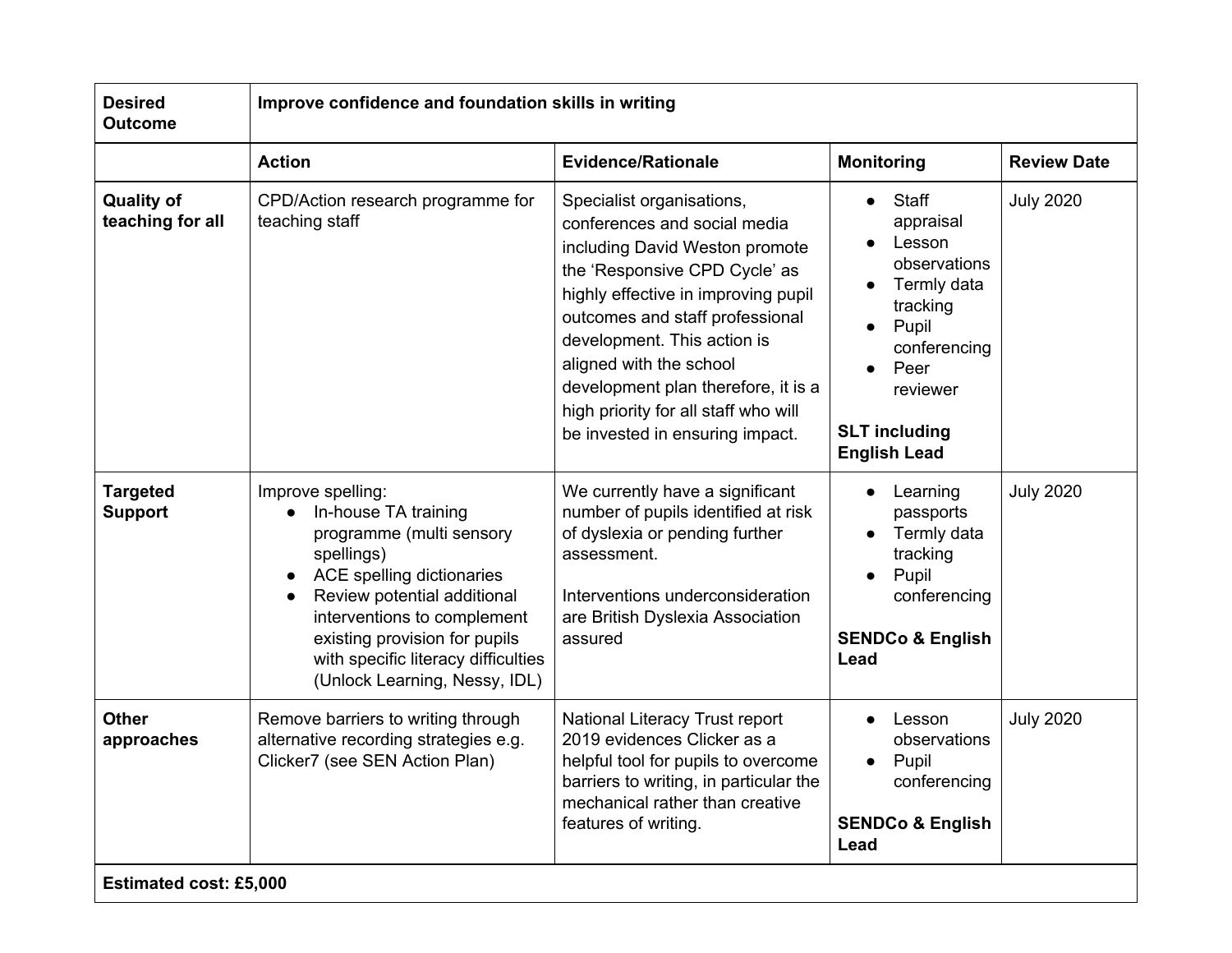| **Desired Outcome** | **Improve confidence and foundation skills in writing** | | | |
|---|---|---|---|---|
| | **Action** | **Evidence/Rationale** | **Monitoring** | **Review Date** |
| **Quality of teaching for all** | CPD/Action research programme for teaching staff | Specialist organisations, conferences and social media including David Weston promote the 'Responsive CPD Cycle' as highly effective in improving pupil outcomes and staff professional development. This action is aligned with the school development plan therefore, it is a high priority for all staff who will be invested in ensuring impact. | <ul><li>Staff appraisal</li><li>Lesson observations</li><li>Termly data tracking</li><li>Pupil conferencing</li><li>Peer reviewer</li></ul> **SLT including English Lead** | July 2020 |
| **Targeted Support** | Improve spelling:<ul><li>In-house TA training programme (multi sensory spellings)</li><li>ACE spelling dictionaries</li><li>Review potential additional interventions to complement existing provision for pupils with specific literacy difficulties (Unlock Learning, Nessy, IDL)</li></ul> | We currently have a significant number of pupils identified at risk of dyslexia or pending further assessment.<br><br>Interventions underconsideration are British Dyslexia Association assured | <ul><li>Learning passports</li><li>Termly data tracking</li><li>Pupil conferencing</li></ul> **SENDCo & English Lead** | July 2020 |
| **Other approaches** | Remove barriers to writing through alternative recording strategies e.g. Clicker7 (see SEN Action Plan) | National Literacy Trust report 2019 evidences Clicker as a helpful tool for pupils to overcome barriers to writing, in particular the mechanical rather than creative features of writing. | <ul><li>Lesson observations</li><li>Pupil conferencing</li></ul> **SENDCo & English Lead** | July 2020 |
| **Estimated cost: £5,000** | | | | |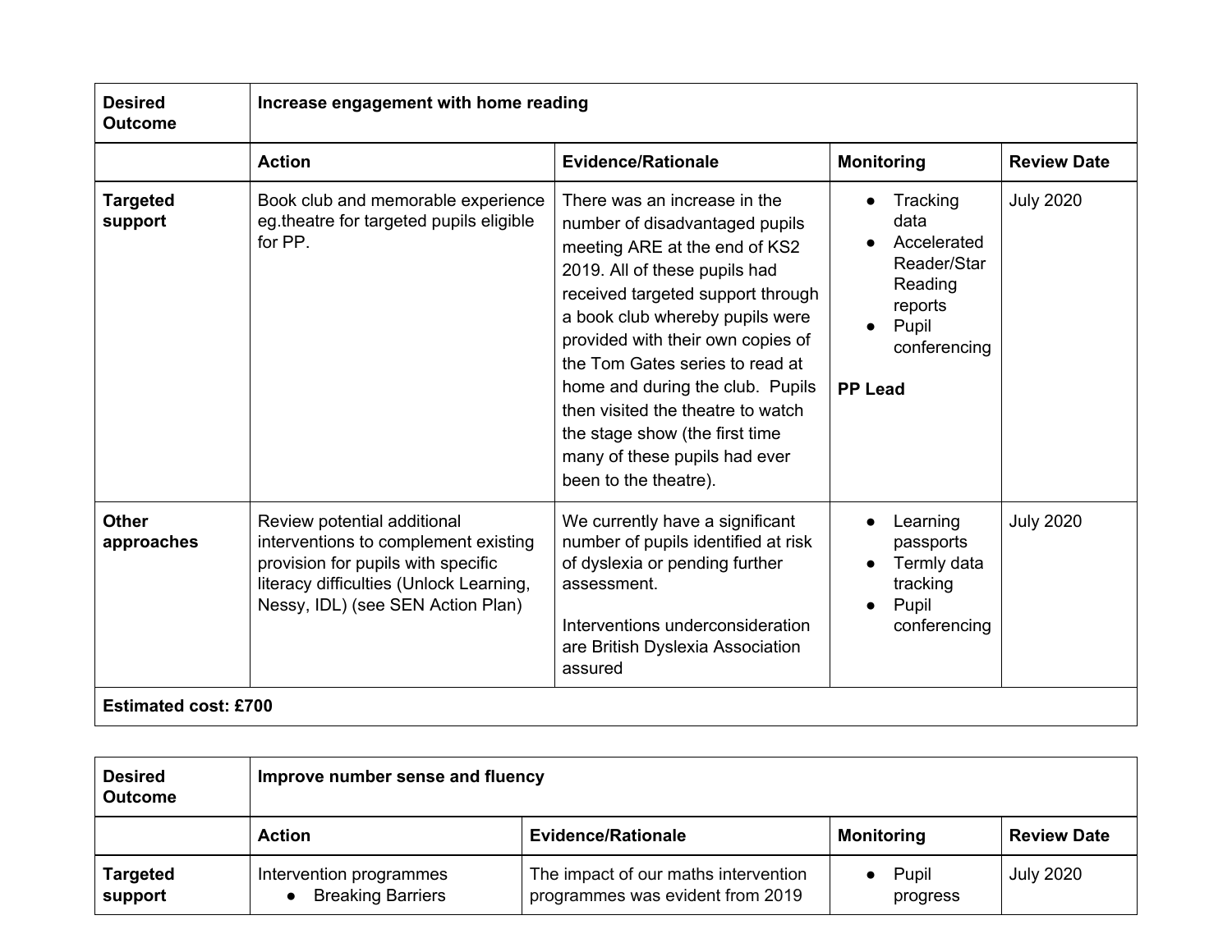| Desired Outcome | Increase engagement with home reading | | | |
|---|---|---|---|---|
| | **Action** | **Evidence/Rationale** | **Monitoring** | **Review Date** |
| **Targeted support** | Book club and memorable experience eg.theatre for targeted pupils eligible for PP. | There was an increase in the number of disadvantaged pupils meeting ARE at the end of KS2 2019. All of these pupils had received targeted support through a book club whereby pupils were provided with their own copies of the Tom Gates series to read at home and during the club. Pupils then visited the theatre to watch the stage show (the first time many of these pupils had ever been to the theatre). | • Tracking data<br>• Accelerated Reader/Star Reading reports<br>• Pupil conferencing<br><br>**PP Lead** | July 2020 |
| **Other approaches** | Review potential additional interventions to complement existing provision for pupils with specific literacy difficulties (Unlock Learning, Nessy, IDL) (see SEN Action Plan) | We currently have a significant number of pupils identified at risk of dyslexia or pending further assessment.<br><br>Interventions underconsideration are British Dyslexia Association assured | • Learning passports<br>• Termly data tracking<br>• Pupil conferencing | July 2020 |
| **Estimated cost: £700** | | | | |

| Desired Outcome | Improve number sense and fluency | | | |
|---|---|---|---|---|
| | **Action** | **Evidence/Rationale** | **Monitoring** | **Review Date** |
| **Targeted support** | Intervention programmes<br>• Breaking Barriers | The impact of our maths intervention programmes was evident from 2019 | • Pupil progress | July 2020 |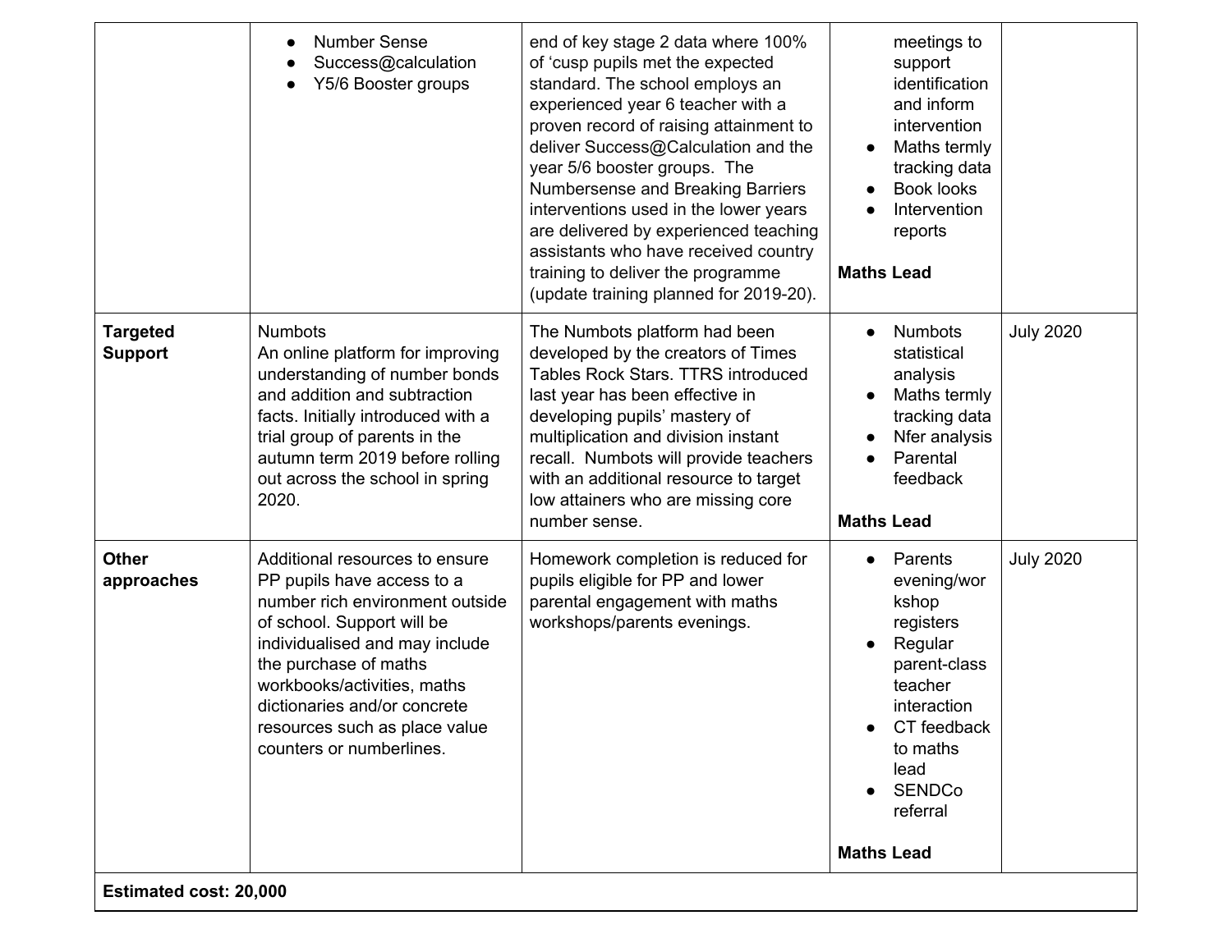| | | | | |
|---|---|---|---|---|
| | <ul><li>Number Sense</li><li>Success@calculation</li><li>Y5/6 Booster groups</li></ul> | end of key stage 2 data where 100% of 'cusp pupils met the expected standard. The school employs an experienced year 6 teacher with a proven record of raising attainment to deliver Success@Calculation and the year 5/6 booster groups. The Numbersense and Breaking Barriers interventions used in the lower years are delivered by experienced teaching assistants who have received country training to deliver the programme (update training planned for 2019-20). | meetings to support identification and inform intervention<ul><li>Maths termly tracking data</li><li>Book looks</li><li>Intervention reports</li></ul>**Maths Lead** | |
| **Targeted Support** | Numbots<br>An online platform for improving understanding of number bonds and addition and subtraction facts. Initially introduced with a trial group of parents in the autumn term 2019 before rolling out across the school in spring 2020. | The Numbots platform had been developed by the creators of Times Tables Rock Stars. TTRS introduced last year has been effective in developing pupils' mastery of multiplication and division instant recall. Numbots will provide teachers with an additional resource to target low attainers who are missing core number sense. | <ul><li>Numbots statistical analysis</li><li>Maths termly tracking data</li><li>Nfer analysis</li><li>Parental feedback</li></ul>**Maths Lead** | July 2020 |
| **Other approaches** | Additional resources to ensure PP pupils have access to a number rich environment outside of school. Support will be individualised and may include the purchase of maths workbooks/activities, maths dictionaries and/or concrete resources such as place value counters or numberlines. | Homework completion is reduced for pupils eligible for PP and lower parental engagement with maths workshops/parents evenings. | <ul><li>Parents evening/workshop registers</li><li>Regular parent-class teacher interaction</li><li>CT feedback to maths lead</li><li>SENDCo referral</li></ul>**Maths Lead** | July 2020 |
| **Estimated cost: 20,000** | | | | |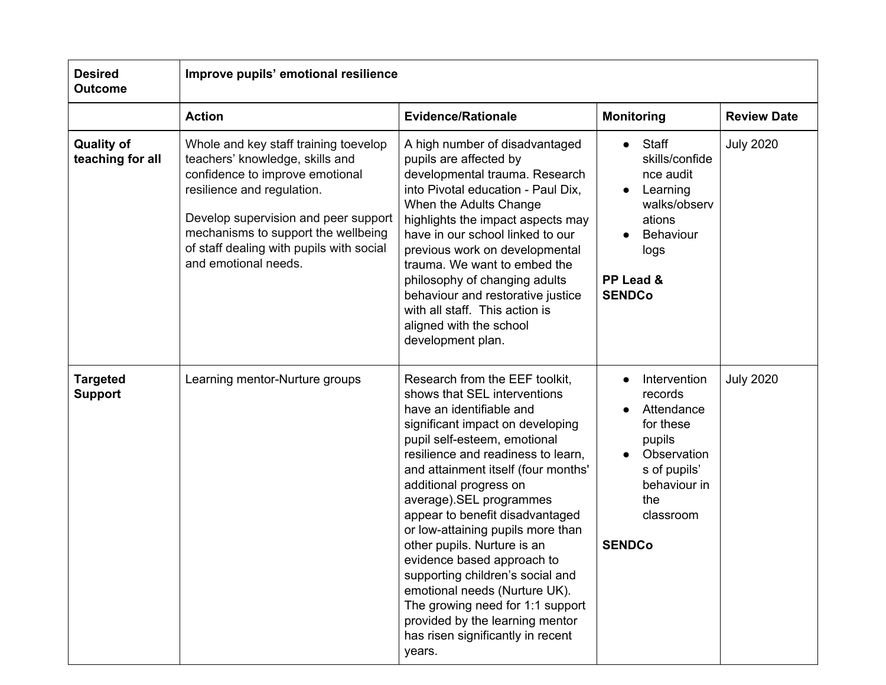| Desired Outcome | Improve pupils' emotional resilience | | | |
|---|---|---|---|---|
| | **Action** | **Evidence/Rationale** | **Monitoring** | **Review Date** |
| **Quality of teaching for all** | Whole and key staff training toevelop teachers' knowledge, skills and confidence to improve emotional resilience and regulation.<br><br>Develop supervision and peer support mechanisms to support the wellbeing of staff dealing with pupils with social and emotional needs. | A high number of disadvantaged pupils are affected by developmental trauma. Research into Pivotal education - Paul Dix, When the Adults Change highlights the impact aspects may have in our school linked to our previous work on developmental trauma. We want to embed the philosophy of changing adults behaviour and restorative justice with all staff. This action is aligned with the school development plan. | • Staff skills/confidence audit<br>• Learning walks/observations<br>• Behaviour logs<br><br>**PP Lead & SENDCo** | July 2020 |
| **Targeted Support** | Learning mentor-Nurture groups | Research from the EEF toolkit, shows that SEL interventions have an identifiable and significant impact on developing pupil self-esteem, emotional resilience and readiness to learn, and attainment itself (four months' additional progress on average).SEL programmes appear to benefit disadvantaged or low-attaining pupils more than other pupils. Nurture is an evidence based approach to supporting children's social and emotional needs (Nurture UK). The growing need for 1:1 support provided by the learning mentor has risen significantly in recent years. | • Intervention records<br>• Attendance for these pupils<br>• Observations of pupils' behaviour in the classroom<br><br>**SENDCo** | July 2020 |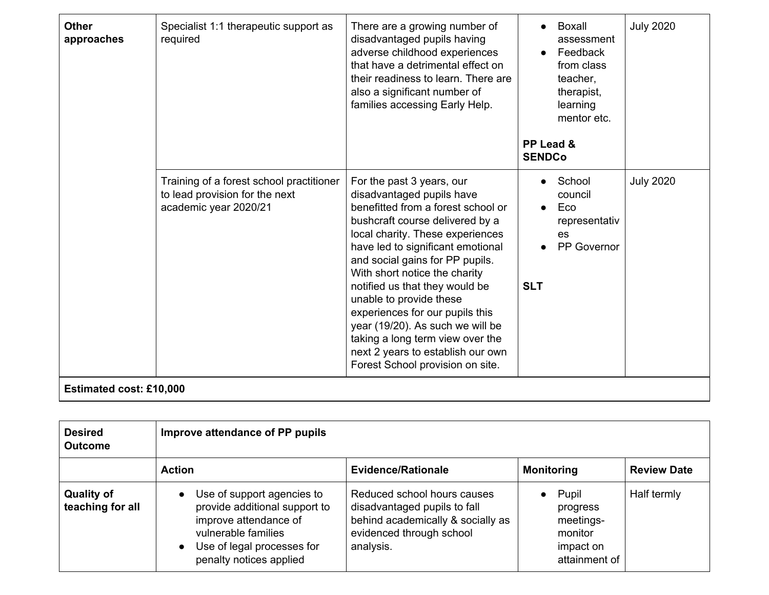| Other approaches | Specialist 1:1 therapeutic support as required | There are a growing number of disadvantaged pupils having adverse childhood experiences that have a detrimental effect on their readiness to learn. There are also a significant number of families accessing Early Help. | <ul><li>Boxall assessment</li><li>Feedback from class teacher, therapist, learning mentor etc.</li></ul> **PP Lead & SENDCo** | July 2020 |
|---|---|---|---|---|
| | Training of a forest school practitioner to lead provision for the next academic year 2020/21 | For the past 3 years, our disadvantaged pupils have benefitted from a forest school or bushcraft course delivered by a local charity. These experiences have led to significant emotional and social gains for PP pupils. With short notice the charity notified us that they would be unable to provide these experiences for our pupils this year (19/20). As such we will be taking a long term view over the next 2 years to establish our own Forest School provision on site. | <ul><li>School council</li><li>Eco representatives</li><li>PP Governor</li></ul> **SLT** | July 2020 |
| **Estimated cost: £10,000** | | | | |

| **Desired Outcome** | **Improve attendance of PP pupils** | | | |
|---|---|---|---|---|
| | **Action** | **Evidence/Rationale** | **Monitoring** | **Review Date** |
| **Quality of teaching for all** | <ul><li>Use of support agencies to provide additional support to improve attendance of vulnerable families</li><li>Use of legal processes for penalty notices applied</li></ul> | Reduced school hours causes disadvantaged pupils to fall behind academically & socially as evidenced through school analysis. | <ul><li>Pupil progress meetings- monitor impact on attainment of</li></ul> | Half termly |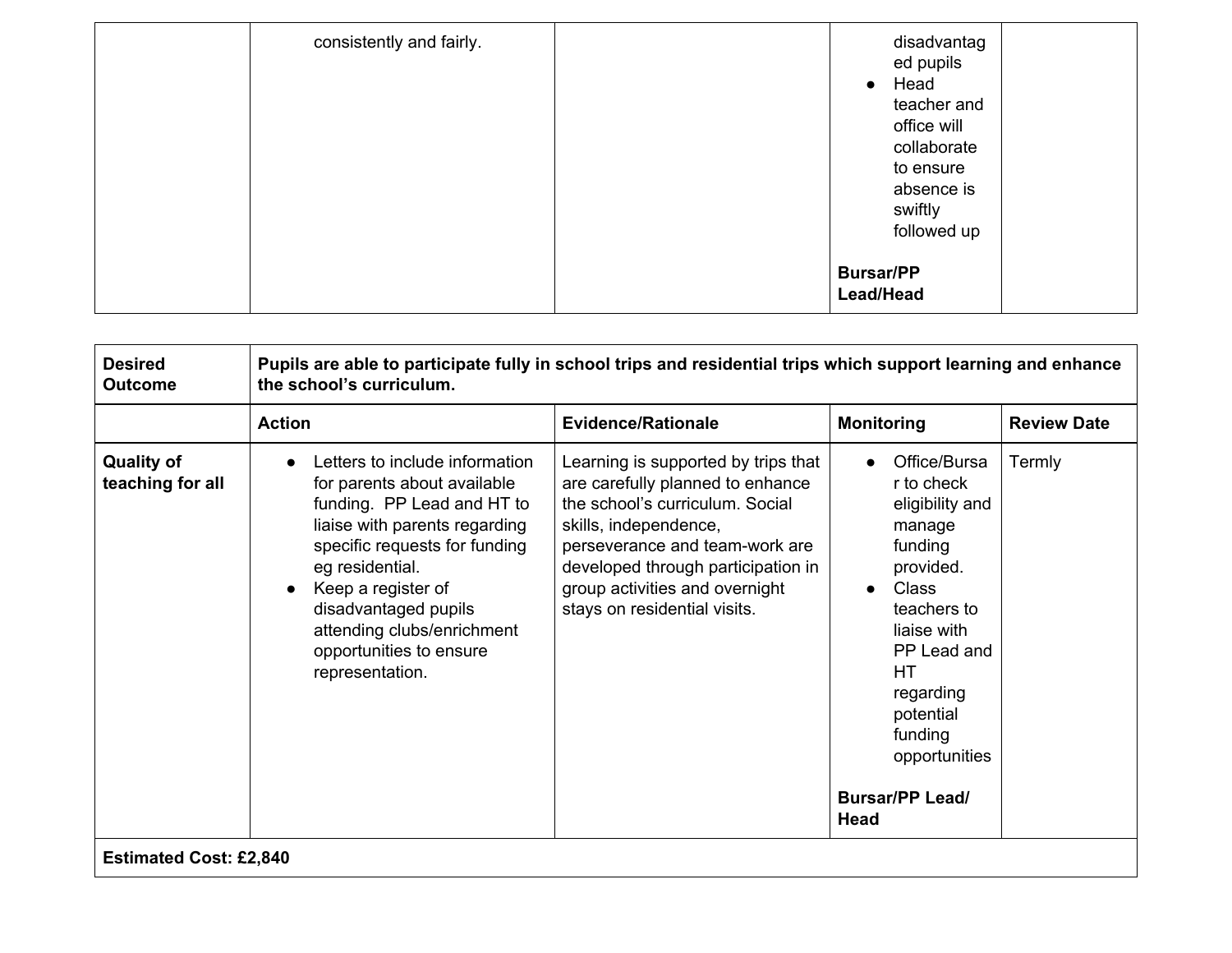| | | | | |
|---|---|---|---|---|
| | consistently and fairly. | | <ul><li>disadvantaged pupils</li><li>Head teacher and office will collaborate to ensure absence is swiftly followed up</li></ul>**Bursar/PP Lead/Head** | |

| **Desired Outcome** | **Pupils are able to participate fully in school trips and residential trips which support learning and enhance the school's curriculum.** | | | |
|---|---|---|---|---|
| | **Action** | **Evidence/Rationale** | **Monitoring** | **Review Date** |
| **Quality of teaching for all** | <ul><li>Letters to include information for parents about available funding. PP Lead and HT to liaise with parents regarding specific requests for funding eg residential.</li><li>Keep a register of disadvantaged pupils attending clubs/enrichment opportunities to ensure representation.</li></ul> | Learning is supported by trips that are carefully planned to enhance the school's curriculum. Social skills, independence, perseverance and team-work are developed through participation in group activities and overnight stays on residential visits. | <ul><li>Office/Bursar to check eligibility and manage funding provided.</li><li>Class teachers to liaise with PP Lead and HT regarding potential funding opportunities</li></ul>**Bursar/PP Lead/ Head** | Termly |
| **Estimated Cost: £2,840** | | | | |